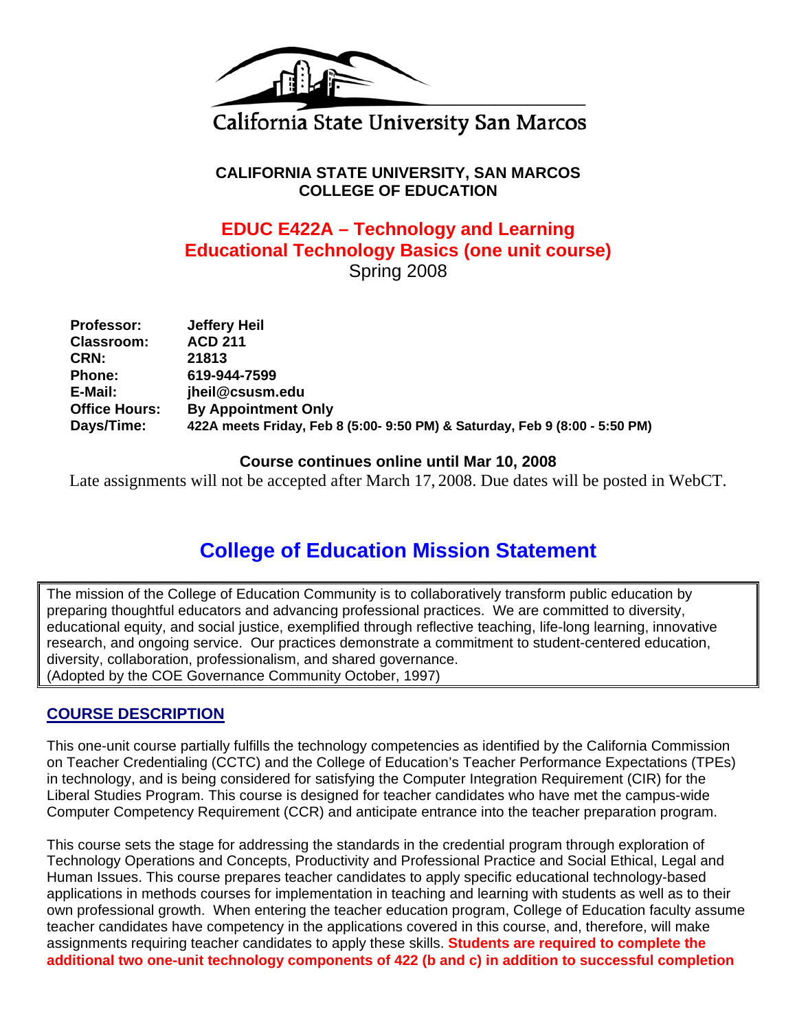California State University San Marcos

**CALIFORNIA STATE UNIVERSITY, SAN MARCOS**
**COLLEGE OF EDUCATION**

# EDUC E422A – Technology and Learning
# Educational Technology Basics (one unit course)

Spring 2008

| | |
|---|---|
| **Professor:** | **Jeffery Heil** |
| **Classroom:** | **ACD 211** |
| **CRN:** | **21813** |
| **Phone:** | **619-944-7599** |
| **E-Mail:** | **jheil@csusm.edu** |
| **Office Hours:** | **By Appointment Only** |
| **Days/Time:** | **422A meets Friday, Feb 8 (5:00- 9:50 PM) & Saturday, Feb 9 (8:00 - 5:50 PM)** |

**Course continues online until Mar 10, 2008**

Late assignments will not be accepted after March 17, 2008. Due dates will be posted in WebCT.

## College of Education Mission Statement

The mission of the College of Education Community is to collaboratively transform public education by preparing thoughtful educators and advancing professional practices. We are committed to diversity, educational equity, and social justice, exemplified through reflective teaching, life-long learning, innovative research, and ongoing service. Our practices demonstrate a commitment to student-centered education, diversity, collaboration, professionalism, and shared governance.
(Adopted by the COE Governance Community October, 1997)

## COURSE DESCRIPTION

This one-unit course partially fulfills the technology competencies as identified by the California Commission on Teacher Credentialing (CCTC) and the College of Education's Teacher Performance Expectations (TPEs) in technology, and is being considered for satisfying the Computer Integration Requirement (CIR) for the Liberal Studies Program. This course is designed for teacher candidates who have met the campus-wide Computer Competency Requirement (CCR) and anticipate entrance into the teacher preparation program.

This course sets the stage for addressing the standards in the credential program through exploration of Technology Operations and Concepts, Productivity and Professional Practice and Social Ethical, Legal and Human Issues. This course prepares teacher candidates to apply specific educational technology-based applications in methods courses for implementation in teaching and learning with students as well as to their own professional growth. When entering the teacher education program, College of Education faculty assume teacher candidates have competency in the applications covered in this course, and, therefore, will make assignments requiring teacher candidates to apply these skills. **Students are required to complete the additional two one-unit technology components of 422 (b and c) in addition to successful completion**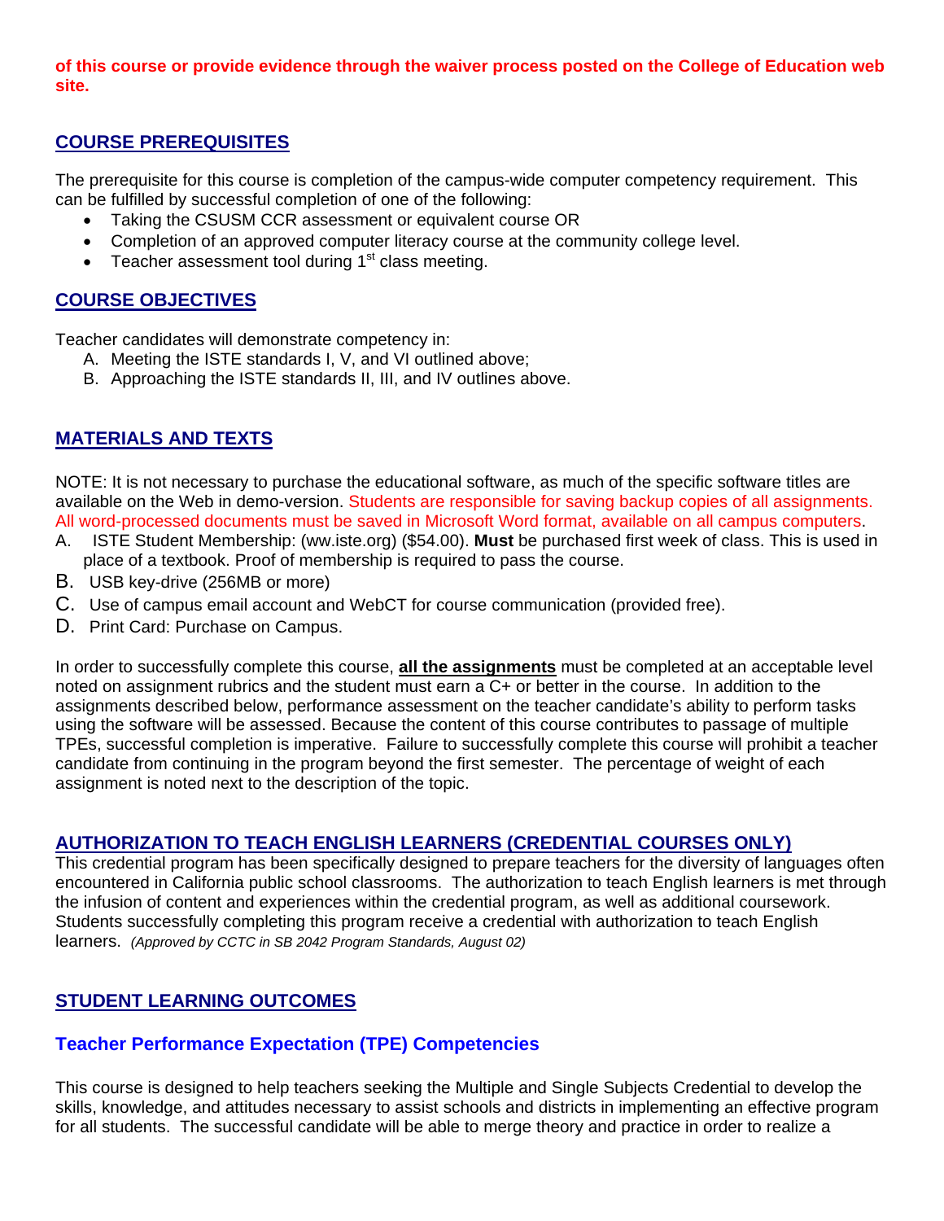**of this course or provide evidence through the waiver process posted on the College of Education web site.**

## COURSE PREREQUISITES

The prerequisite for this course is completion of the campus-wide computer competency requirement. This can be fulfilled by successful completion of one of the following:

- Taking the CSUSM CCR assessment or equivalent course OR
- Completion of an approved computer literacy course at the community college level.
- Teacher assessment tool during 1st class meeting.

## COURSE OBJECTIVES

Teacher candidates will demonstrate competency in:

A. Meeting the ISTE standards I, V, and VI outlined above;
B. Approaching the ISTE standards II, III, and IV outlines above.

## MATERIALS AND TEXTS

NOTE: It is not necessary to purchase the educational software, as much of the specific software titles are available on the Web in demo-version. Students are responsible for saving backup copies of all assignments. All word-processed documents must be saved in Microsoft Word format, available on all campus computers.

A. ISTE Student Membership: (ww.iste.org) ($54.00). **Must** be purchased first week of class. This is used in place of a textbook. Proof of membership is required to pass the course.
B. USB key-drive (256MB or more)
C. Use of campus email account and WebCT for course communication (provided free).
D. Print Card: Purchase on Campus.

In order to successfully complete this course, **all the assignments** must be completed at an acceptable level noted on assignment rubrics and the student must earn a C+ or better in the course. In addition to the assignments described below, performance assessment on the teacher candidate's ability to perform tasks using the software will be assessed. Because the content of this course contributes to passage of multiple TPEs, successful completion is imperative. Failure to successfully complete this course will prohibit a teacher candidate from continuing in the program beyond the first semester. The percentage of weight of each assignment is noted next to the description of the topic.

## AUTHORIZATION TO TEACH ENGLISH LEARNERS (CREDENTIAL COURSES ONLY)

This credential program has been specifically designed to prepare teachers for the diversity of languages often encountered in California public school classrooms. The authorization to teach English learners is met through the infusion of content and experiences within the credential program, as well as additional coursework. Students successfully completing this program receive a credential with authorization to teach English learners. *(Approved by CCTC in SB 2042 Program Standards, August 02)*

## STUDENT LEARNING OUTCOMES

### Teacher Performance Expectation (TPE) Competencies

This course is designed to help teachers seeking the Multiple and Single Subjects Credential to develop the skills, knowledge, and attitudes necessary to assist schools and districts in implementing an effective program for all students. The successful candidate will be able to merge theory and practice in order to realize a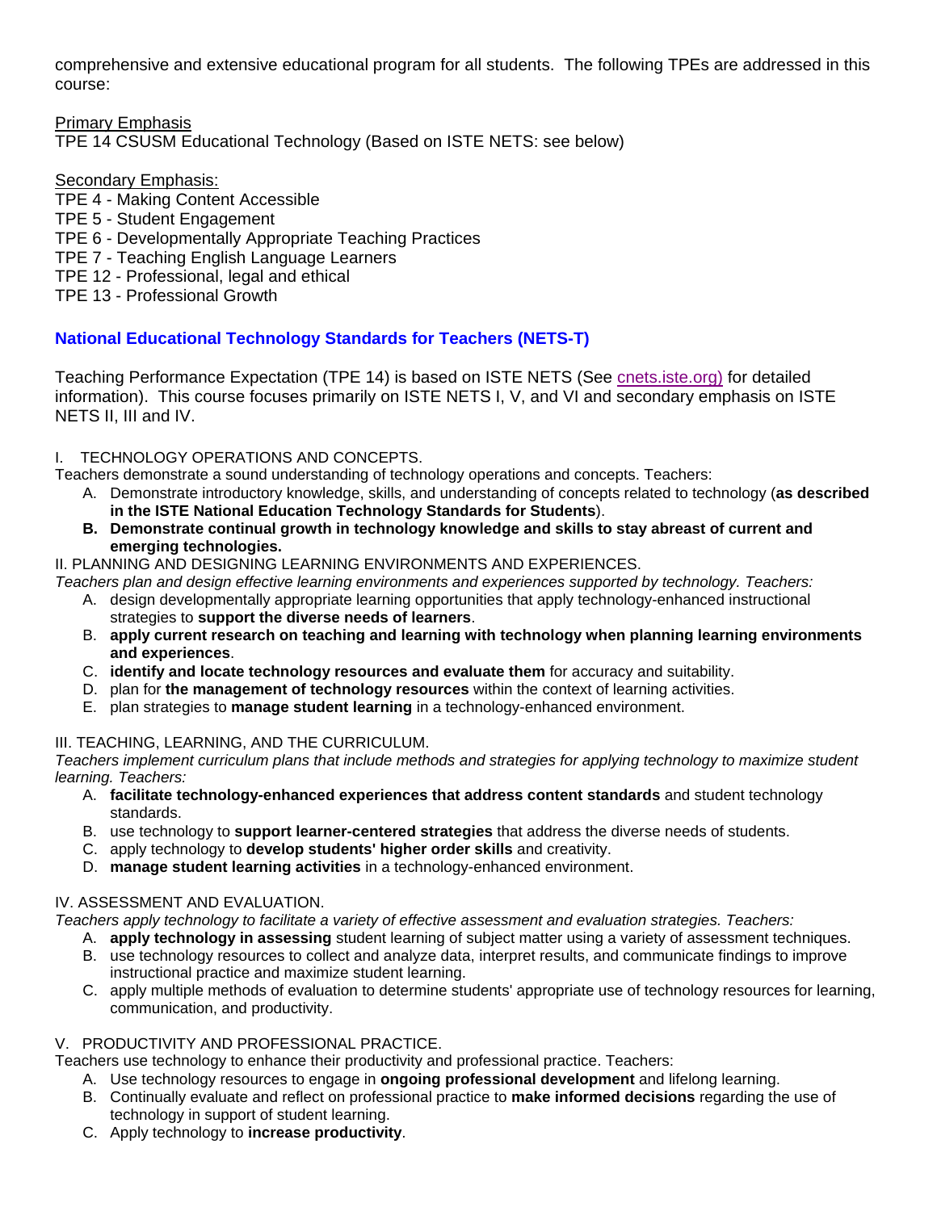comprehensive and extensive educational program for all students. The following TPEs are addressed in this course:

Primary Emphasis
TPE 14 CSUSM Educational Technology (Based on ISTE NETS: see below)

Secondary Emphasis:
TPE 4 - Making Content Accessible
TPE 5 - Student Engagement
TPE 6 - Developmentally Appropriate Teaching Practices
TPE 7 - Teaching English Language Learners
TPE 12 - Professional, legal and ethical
TPE 13 - Professional Growth

## National Educational Technology Standards for Teachers (NETS-T)

Teaching Performance Expectation (TPE 14) is based on ISTE NETS (See cnets.iste.org) for detailed information). This course focuses primarily on ISTE NETS I, V, and VI and secondary emphasis on ISTE NETS II, III and IV.

I. TECHNOLOGY OPERATIONS AND CONCEPTS.
Teachers demonstrate a sound understanding of technology operations and concepts. Teachers:

A. Demonstrate introductory knowledge, skills, and understanding of concepts related to technology (**as described in the ISTE National Education Technology Standards for Students**).
**B. Demonstrate continual growth in technology knowledge and skills to stay abreast of current and emerging technologies.**

II. PLANNING AND DESIGNING LEARNING ENVIRONMENTS AND EXPERIENCES.
*Teachers plan and design effective learning environments and experiences supported by technology. Teachers:*

A. design developmentally appropriate learning opportunities that apply technology-enhanced instructional strategies to **support the diverse needs of learners**.
B. **apply current research on teaching and learning with technology when planning learning environments and experiences**.
C. **identify and locate technology resources and evaluate them** for accuracy and suitability.
D. plan for **the management of technology resources** within the context of learning activities.
E. plan strategies to **manage student learning** in a technology-enhanced environment.

III. TEACHING, LEARNING, AND THE CURRICULUM.
*Teachers implement curriculum plans that include methods and strategies for applying technology to maximize student learning. Teachers:*

A. **facilitate technology-enhanced experiences that address content standards** and student technology standards.
B. use technology to **support learner-centered strategies** that address the diverse needs of students.
C. apply technology to **develop students' higher order skills** and creativity.
D. **manage student learning activities** in a technology-enhanced environment.

IV. ASSESSMENT AND EVALUATION.
*Teachers apply technology to facilitate a variety of effective assessment and evaluation strategies. Teachers:*

A. **apply technology in assessing** student learning of subject matter using a variety of assessment techniques.
B. use technology resources to collect and analyze data, interpret results, and communicate findings to improve instructional practice and maximize student learning.
C. apply multiple methods of evaluation to determine students' appropriate use of technology resources for learning, communication, and productivity.

V. PRODUCTIVITY AND PROFESSIONAL PRACTICE.
Teachers use technology to enhance their productivity and professional practice. Teachers:

A. Use technology resources to engage in **ongoing professional development** and lifelong learning.
B. Continually evaluate and reflect on professional practice to **make informed decisions** regarding the use of technology in support of student learning.
C. Apply technology to **increase productivity**.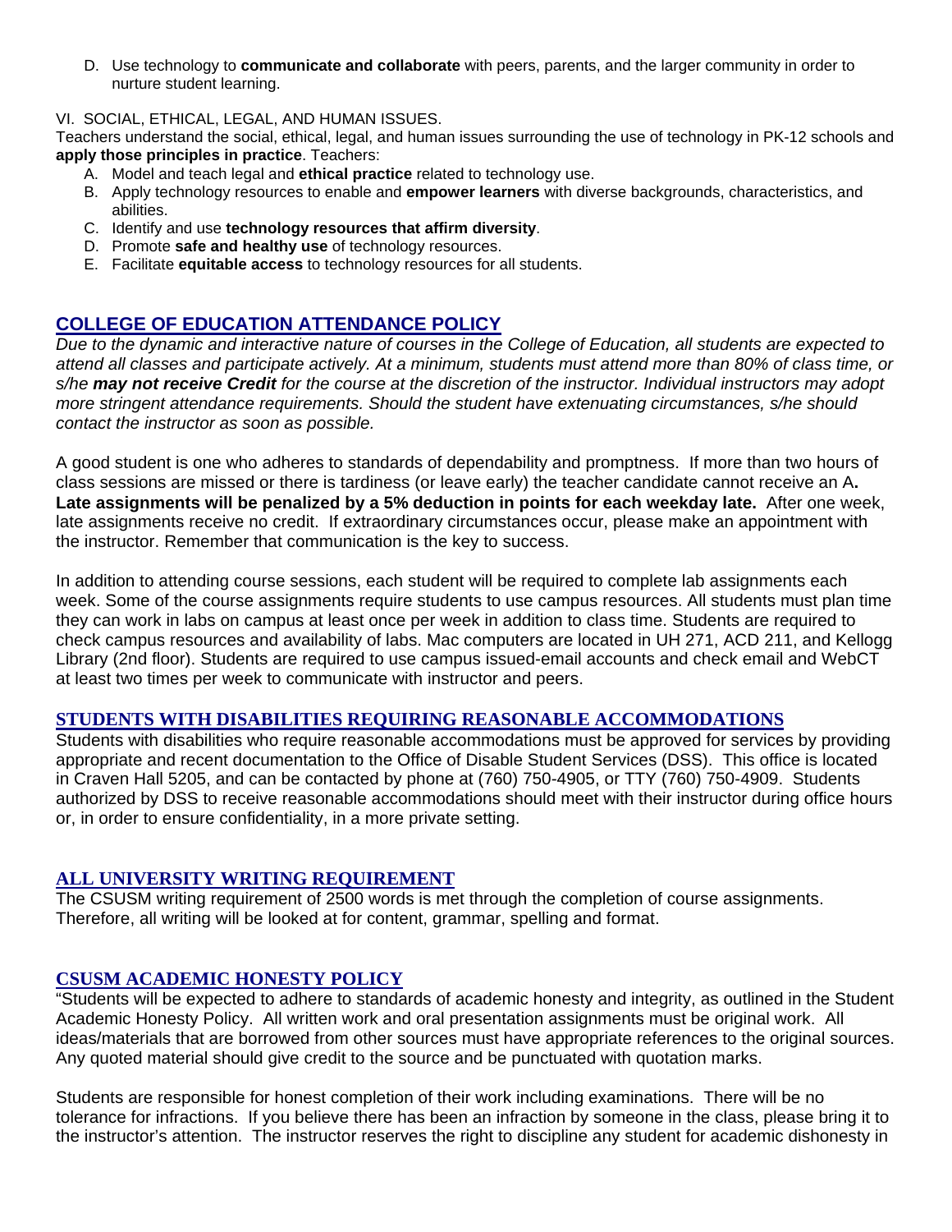D. Use technology to **communicate and collaborate** with peers, parents, and the larger community in order to nurture student learning.

VI. SOCIAL, ETHICAL, LEGAL, AND HUMAN ISSUES.

Teachers understand the social, ethical, legal, and human issues surrounding the use of technology in PK-12 schools and **apply those principles in practice**. Teachers:

A. Model and teach legal and **ethical practice** related to technology use.
B. Apply technology resources to enable and **empower learners** with diverse backgrounds, characteristics, and abilities.
C. Identify and use **technology resources that affirm diversity**.
D. Promote **safe and healthy use** of technology resources.
E. Facilitate **equitable access** to technology resources for all students.

## COLLEGE OF EDUCATION ATTENDANCE POLICY

*Due to the dynamic and interactive nature of courses in the College of Education, all students are expected to attend all classes and participate actively. At a minimum, students must attend more than 80% of class time, or s/he **may not receive Credit** for the course at the discretion of the instructor. Individual instructors may adopt more stringent attendance requirements. Should the student have extenuating circumstances, s/he should contact the instructor as soon as possible.*

A good student is one who adheres to standards of dependability and promptness. If more than two hours of class sessions are missed or there is tardiness (or leave early) the teacher candidate cannot receive an A**. Late assignments will be penalized by a 5% deduction in points for each weekday late.** After one week, late assignments receive no credit. If extraordinary circumstances occur, please make an appointment with the instructor. Remember that communication is the key to success.

In addition to attending course sessions, each student will be required to complete lab assignments each week. Some of the course assignments require students to use campus resources. All students must plan time they can work in labs on campus at least once per week in addition to class time. Students are required to check campus resources and availability of labs. Mac computers are located in UH 271, ACD 211, and Kellogg Library (2nd floor). Students are required to use campus issued-email accounts and check email and WebCT at least two times per week to communicate with instructor and peers.

## STUDENTS WITH DISABILITIES REQUIRING REASONABLE ACCOMMODATIONS

Students with disabilities who require reasonable accommodations must be approved for services by providing appropriate and recent documentation to the Office of Disable Student Services (DSS). This office is located in Craven Hall 5205, and can be contacted by phone at (760) 750-4905, or TTY (760) 750-4909. Students authorized by DSS to receive reasonable accommodations should meet with their instructor during office hours or, in order to ensure confidentiality, in a more private setting.

## ALL UNIVERSITY WRITING REQUIREMENT

The CSUSM writing requirement of 2500 words is met through the completion of course assignments. Therefore, all writing will be looked at for content, grammar, spelling and format.

## CSUSM ACADEMIC HONESTY POLICY

"Students will be expected to adhere to standards of academic honesty and integrity, as outlined in the Student Academic Honesty Policy. All written work and oral presentation assignments must be original work. All ideas/materials that are borrowed from other sources must have appropriate references to the original sources. Any quoted material should give credit to the source and be punctuated with quotation marks.

Students are responsible for honest completion of their work including examinations. There will be no tolerance for infractions. If you believe there has been an infraction by someone in the class, please bring it to the instructor's attention. The instructor reserves the right to discipline any student for academic dishonesty in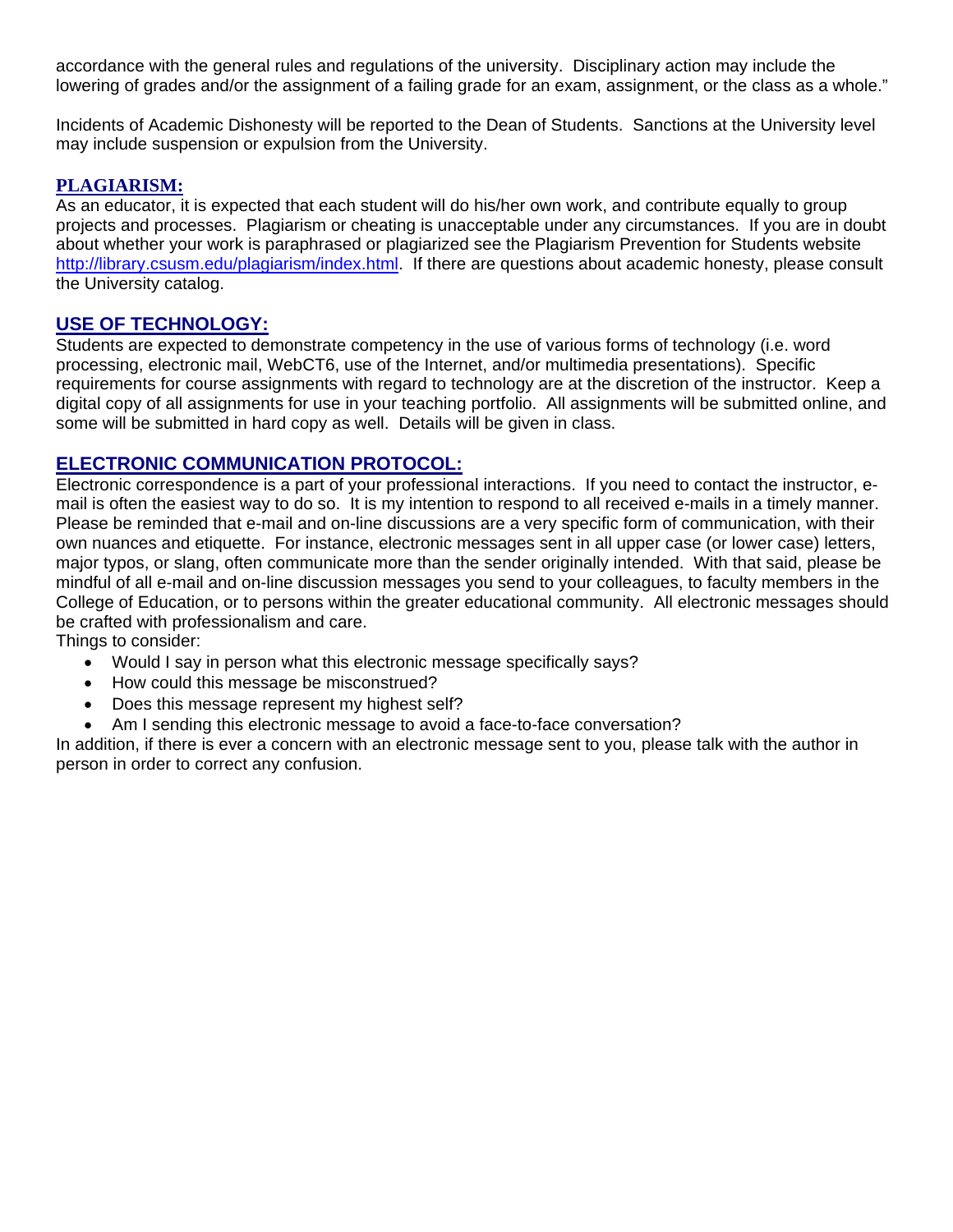accordance with the general rules and regulations of the university. Disciplinary action may include the lowering of grades and/or the assignment of a failing grade for an exam, assignment, or the class as a whole."

Incidents of Academic Dishonesty will be reported to the Dean of Students. Sanctions at the University level may include suspension or expulsion from the University.

## PLAGIARISM:

As an educator, it is expected that each student will do his/her own work, and contribute equally to group projects and processes. Plagiarism or cheating is unacceptable under any circumstances. If you are in doubt about whether your work is paraphrased or plagiarized see the Plagiarism Prevention for Students website http://library.csusm.edu/plagiarism/index.html. If there are questions about academic honesty, please consult the University catalog.

## USE OF TECHNOLOGY:

Students are expected to demonstrate competency in the use of various forms of technology (i.e. word processing, electronic mail, WebCT6, use of the Internet, and/or multimedia presentations). Specific requirements for course assignments with regard to technology are at the discretion of the instructor. Keep a digital copy of all assignments for use in your teaching portfolio. All assignments will be submitted online, and some will be submitted in hard copy as well. Details will be given in class.

## ELECTRONIC COMMUNICATION PROTOCOL:

Electronic correspondence is a part of your professional interactions. If you need to contact the instructor, e-mail is often the easiest way to do so. It is my intention to respond to all received e-mails in a timely manner. Please be reminded that e-mail and on-line discussions are a very specific form of communication, with their own nuances and etiquette. For instance, electronic messages sent in all upper case (or lower case) letters, major typos, or slang, often communicate more than the sender originally intended. With that said, please be mindful of all e-mail and on-line discussion messages you send to your colleagues, to faculty members in the College of Education, or to persons within the greater educational community. All electronic messages should be crafted with professionalism and care.

Things to consider:

- Would I say in person what this electronic message specifically says?
- How could this message be misconstrued?
- Does this message represent my highest self?
- Am I sending this electronic message to avoid a face-to-face conversation?

In addition, if there is ever a concern with an electronic message sent to you, please talk with the author in person in order to correct any confusion.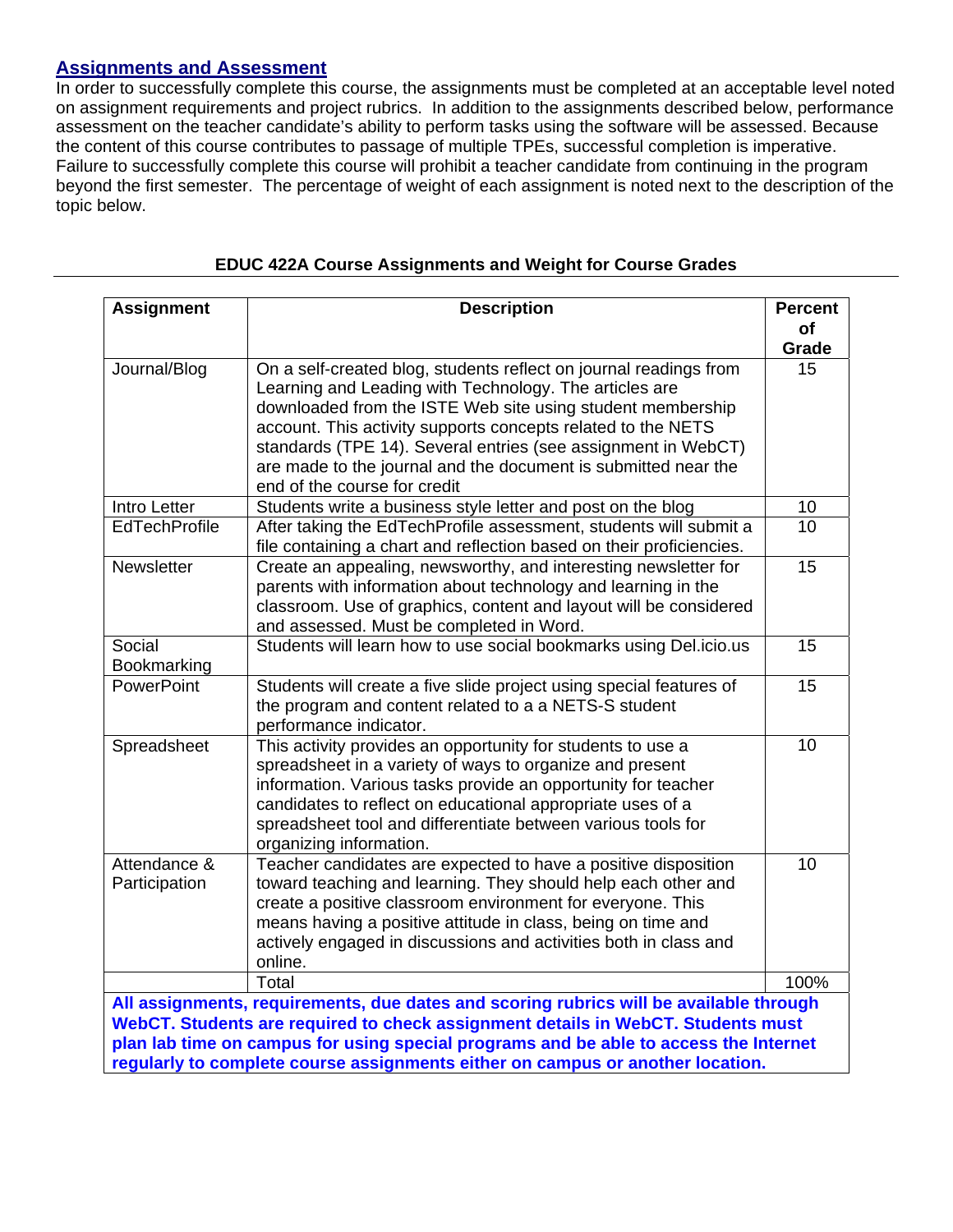## Assignments and Assessment

In order to successfully complete this course, the assignments must be completed at an acceptable level noted on assignment requirements and project rubrics. In addition to the assignments described below, performance assessment on the teacher candidate's ability to perform tasks using the software will be assessed. Because the content of this course contributes to passage of multiple TPEs, successful completion is imperative. Failure to successfully complete this course will prohibit a teacher candidate from continuing in the program beyond the first semester. The percentage of weight of each assignment is noted next to the description of the topic below.

**EDUC 422A Course Assignments and Weight for Course Grades**

| Assignment | Description | Percent of Grade |
|---|---|---|
| Journal/Blog | On a self-created blog, students reflect on journal readings from Learning and Leading with Technology. The articles are downloaded from the ISTE Web site using student membership account. This activity supports concepts related to the NETS standards (TPE 14). Several entries (see assignment in WebCT) are made to the journal and the document is submitted near the end of the course for credit | 15 |
| Intro Letter | Students write a business style letter and post on the blog | 10 |
| EdTechProfile | After taking the EdTechProfile assessment, students will submit a file containing a chart and reflection based on their proficiencies. | 10 |
| Newsletter | Create an appealing, newsworthy, and interesting newsletter for parents with information about technology and learning in the classroom. Use of graphics, content and layout will be considered and assessed. Must be completed in Word. | 15 |
| Social Bookmarking | Students will learn how to use social bookmarks using Del.icio.us | 15 |
| PowerPoint | Students will create a five slide project using special features of the program and content related to a a NETS-S student performance indicator. | 15 |
| Spreadsheet | This activity provides an opportunity for students to use a spreadsheet in a variety of ways to organize and present information. Various tasks provide an opportunity for teacher candidates to reflect on educational appropriate uses of a spreadsheet tool and differentiate between various tools for organizing information. | 10 |
| Attendance & Participation | Teacher candidates are expected to have a positive disposition toward teaching and learning. They should help each other and create a positive classroom environment for everyone. This means having a positive attitude in class, being on time and actively engaged in discussions and activities both in class and online. | 10 |
| | Total | 100% |

**All assignments, requirements, due dates and scoring rubrics will be available through WebCT. Students are required to check assignment details in WebCT. Students must plan lab time on campus for using special programs and be able to access the Internet regularly to complete course assignments either on campus or another location.**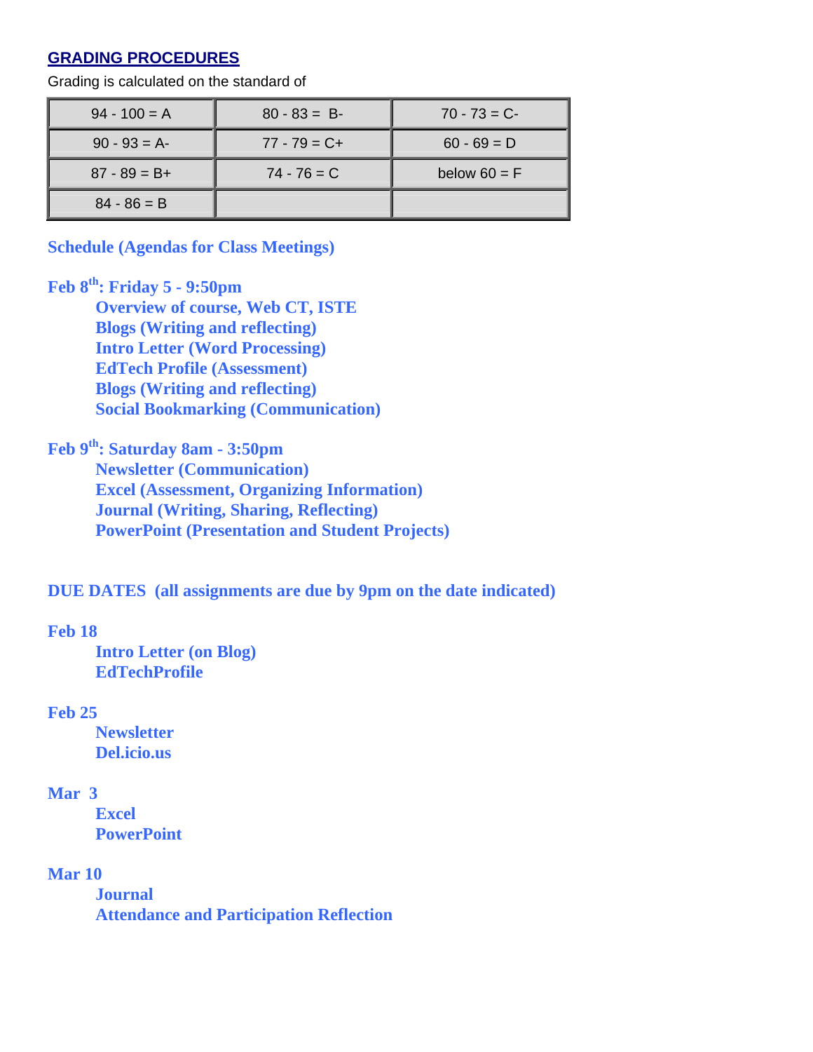## GRADING PROCEDURES

Grading is calculated on the standard of

| | | |
|---|---|---|
| 94 - 100 = A | 80 - 83 = B- | 70 - 73 = C- |
| 90 - 93 = A- | 77 - 79 = C+ | 60 - 69 = D |
| 87 - 89 = B+ | 74 - 76 = C | below 60 = F |
| 84 - 86 = B | | |

**Schedule (Agendas for Class Meetings)**

**Feb 8th: Friday 5 - 9:50pm**

- **Overview of course, Web CT, ISTE**
- **Blogs (Writing and reflecting)**
- **Intro Letter (Word Processing)**
- **EdTech Profile (Assessment)**
- **Blogs (Writing and reflecting)**
- **Social Bookmarking (Communication)**

**Feb 9th: Saturday 8am - 3:50pm**

- **Newsletter (Communication)**
- **Excel (Assessment, Organizing Information)**
- **Journal (Writing, Sharing, Reflecting)**
- **PowerPoint (Presentation and Student Projects)**

**DUE DATES (all assignments are due by 9pm on the date indicated)**

**Feb 18**

- **Intro Letter (on Blog)**
- **EdTechProfile**

**Feb 25**

- **Newsletter**
- **Del.icio.us**

**Mar 3**

- **Excel**
- **PowerPoint**

**Mar 10**

- **Journal**
- **Attendance and Participation Reflection**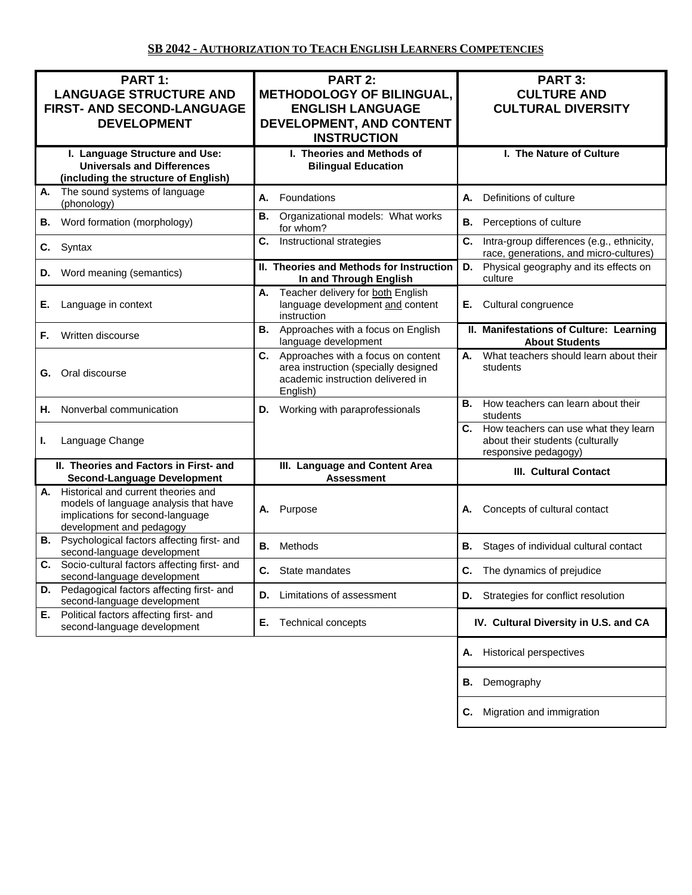## SB 2042 - Authorization to Teach English Learners Competencies

| PART 1: LANGUAGE STRUCTURE AND FIRST- AND SECOND-LANGUAGE DEVELOPMENT | PART 2: METHODOLOGY OF BILINGUAL, ENGLISH LANGUAGE DEVELOPMENT, AND CONTENT INSTRUCTION | PART 3: CULTURE AND CULTURAL DIVERSITY |
|---|---|---|
| **I. Language Structure and Use: Universals and Differences (including the structure of English)** | **I. Theories and Methods of Bilingual Education** | **I. The Nature of Culture** |
| **A.** The sound systems of language (phonology) | **A.** Foundations | **A.** Definitions of culture |
| **B.** Word formation (morphology) | **B.** Organizational models: What works for whom? | **B.** Perceptions of culture |
| **C.** Syntax | **C.** Instructional strategies | **C.** Intra-group differences (e.g., ethnicity, race, generations, and micro-cultures) |
| **D.** Word meaning (semantics) | **II. Theories and Methods for Instruction In and Through English** | **D.** Physical geography and its effects on culture |
| **E.** Language in context | **A.** Teacher delivery for both English language development and content instruction | **E.** Cultural congruence |
| **F.** Written discourse | **B.** Approaches with a focus on English language development | **II. Manifestations of Culture: Learning About Students** |
| **G.** Oral discourse | **C.** Approaches with a focus on content area instruction (specially designed academic instruction delivered in English) | **A.** What teachers should learn about their students |
| **H.** Nonverbal communication | **D.** Working with paraprofessionals | **B.** How teachers can learn about their students |
| **I.** Language Change | | **C.** How teachers can use what they learn about their students (culturally responsive pedagogy) |
| **II. Theories and Factors in First- and Second-Language Development** | **III. Language and Content Area Assessment** | **III. Cultural Contact** |
| **A.** Historical and current theories and models of language analysis that have implications for second-language development and pedagogy | **A.** Purpose | **A.** Concepts of cultural contact |
| **B.** Psychological factors affecting first- and second-language development | **B.** Methods | **B.** Stages of individual cultural contact |
| **C.** Socio-cultural factors affecting first- and second-language development | **C.** State mandates | **C.** The dynamics of prejudice |
| **D.** Pedagogical factors affecting first- and second-language development | **D.** Limitations of assessment | **D.** Strategies for conflict resolution |
| **E.** Political factors affecting first- and second-language development | **E.** Technical concepts | **IV. Cultural Diversity in U.S. and CA** |
| | | **A.** Historical perspectives |
| | | **B.** Demography |
| | | **C.** Migration and immigration |